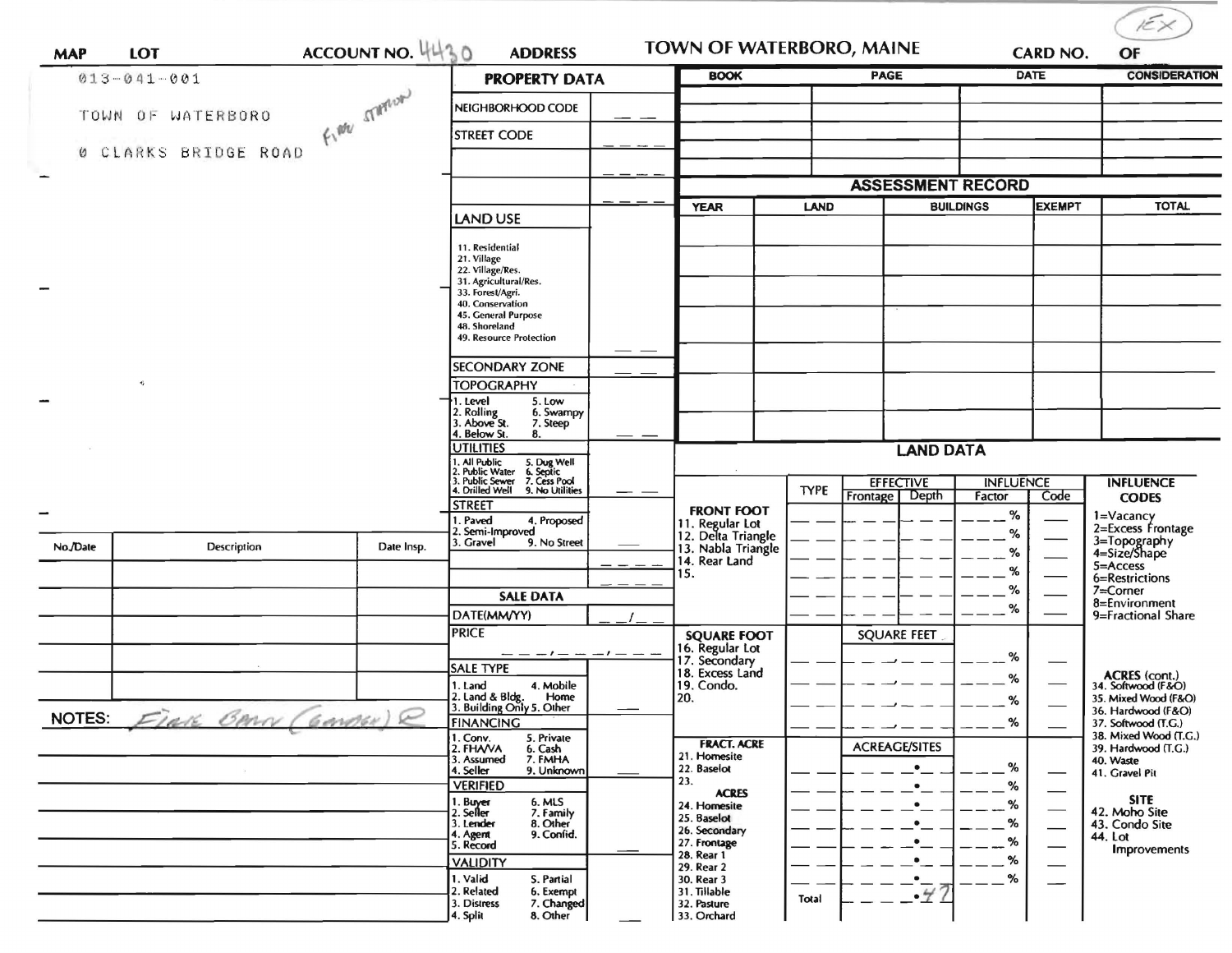(EX)

| MAP | LOT | ACCOUNT NO. 4430 | ADDRESS | TOWN OF WATERBORO, MAINE | CARD NO. | OF |
|---|---|---|---|---|---|---|

013-041-001

TOWN OF WATERBORO

0 CLARKS BRIDGE ROAD

Fire Station

## PROPERTY DATA

| | |
|---|---|
| NEIGHBORHOOD CODE | |
| STREET CODE | |
| LAND USE | |
| 11. Residential<br>21. Village<br>22. Village/Res.<br>31. Agricultural/Res.<br>33. Forest/Agri.<br>40. Conservation<br>45. General Purpose<br>48. Shoreland<br>49. Resource Protection | |
| SECONDARY ZONE | |
| TOPOGRAPHY<br>1. Level 5. Low<br>2. Rolling 6. Swampy<br>3. Above St. 7. Steep<br>4. Below St. 8. | |
| UTILITIES<br>1. All Public 5. Dug Well<br>2. Public Water 6. Septic<br>3. Public Sewer 7. Cess Pool<br>4. Drilled Well 9. No Utilities | |
| STREET<br>1. Paved 4. Proposed<br>2. Semi-Improved<br>3. Gravel 9. No Street | |

| BOOK | PAGE | DATE | CONSIDERATION |
|---|---|---|---|
| | | | |

## ASSESSMENT RECORD

| YEAR | LAND | BUILDINGS | EXEMPT | TOTAL |
|---|---|---|---|---|
| | | | | |

| No./Date | Description | Date Insp. |
|---|---|---|
| | | |

## SALE DATA

DATE(MM/YY)

PRICE

SALE TYPE
1. Land 4. Mobile Home
2. Land & Bldg. 5. Other
3. Building Only

FINANCING
1. Conv. 5. Private
2. FHA/VA 6. Cash
3. Assumed 7. FMHA
4. Seller 9. Unknown

VERIFIED
1. Buyer 6. MLS
2. Seller 7. Family
3. Lender 8. Other
4. Agent 9. Confid.
5. Record

VALIDITY
1. Valid 5. Partial
2. Related 6. Exempt
3. Distress 7. Changed
4. Split 8. Other

NOTES: Fire Barn (Garage) R

## LAND DATA

| | TYPE | EFFECTIVE Frontage | EFFECTIVE Depth | INFLUENCE Factor | INFLUENCE Code |
|---|---|---|---|---|---|
| FRONT FOOT<br>11. Regular Lot<br>12. Delta Triangle<br>13. Nabla Triangle<br>14. Rear Land<br>15. | | | | % | |
| SQUARE FOOT<br>16. Regular Lot<br>17. Secondary<br>18. Excess Land<br>19. Condo.<br>20. | | SQUARE FEET | | % | |
| FRACT. ACRE<br>21. Homesite<br>22. Baselot<br>23.<br>ACRES<br>24. Homesite<br>25. Baselot<br>26. Secondary<br>27. Frontage<br>28. Rear 1<br>29. Rear 2<br>30. Rear 3<br>31. Tillable<br>32. Pasture<br>33. Orchard | | ACREAGE/SITES | | % | |
| | Total | .47 | | | |

INFLUENCE CODES
1=Vacancy
2=Excess Frontage
3=Topography
4=Size/Shape
5=Access
6=Restrictions
7=Corner
8=Environment
9=Fractional Share

ACRES (cont.)
34. Softwood (F&O)
35. Mixed Wood (F&O)
36. Hardwood (F&O)
37. Softwood (T.G.)
38. Mixed Wood (T.G.)
39. Hardwood (T.G.)
40. Waste
41. Gravel Pit

SITE
42. Moho Site
43. Condo Site
44. Lot Improvements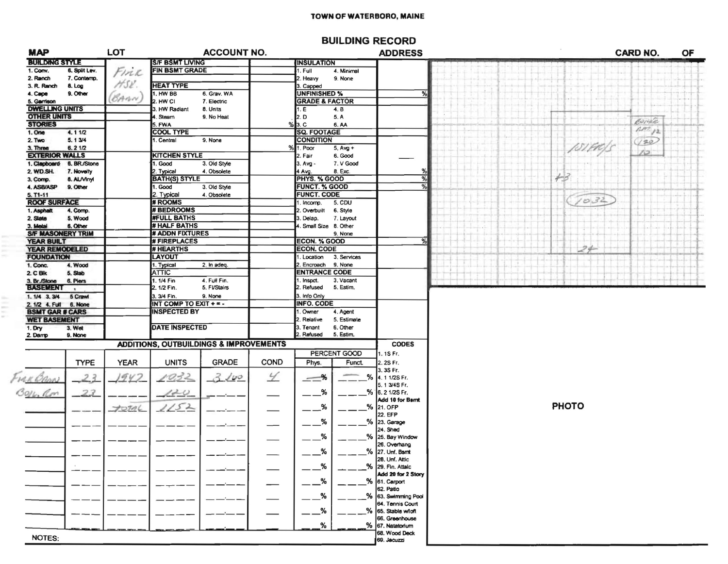TOWN OF WATERBORO, MAINE

# BUILDING RECORD

MAP | LOT | ACCOUNT NO. | ADDRESS | CARD NO. | OF

| | | | | | |
|---|---|---|---|---|---|
| **BUILDING STYLE** 1. Conv. 6. Split Lev. 2. Ranch 7. Contemp. 3. R. Ranch 8. Log 4. Cape 9. Other 5. Garrison | Fire HSE. (BARN) | **S/F BSMT LIVING** | | **INSULATION** 1. Full 4. Minimal 2. Heavy 9. None 3. Capped | |
| **DWELLING UNITS** | | **FIN BSMT GRADE** | | **UNFINISHED %** | % |
| **OTHER UNITS** | | **HEAT TYPE** 1. HW BB 6. Grav. WA 2. HW CI 7. Electric 3. HW Radiant 8. Units 4. Steam 9. No Heat 5. FWA | % | **GRADE & FACTOR** 1. E 4. B 2. D 5. A 3. C 6. AA | |
| **STORIES** 1. One 4. 1 1/2 2. Two 5. 1 3/4 3. Three 6. 2 1/2 | | **COOL TYPE** 1. Central 9. None | % | **SQ. FOOTAGE** | |
| **EXTERIOR WALLS** 1. Clapboard 6. BR/Stone 2. WD.SH. 7. Novelty 3. Comp. 8. AL/Vinyl 4. ASB/ASP 9. Other 5. T1-11 | | **KITCHEN STYLE** 1. Good 3. Old Style 2. Typical 4. Obsolete | | **CONDITION** 1. Poor 5. Avg + 2. Fair 6. Good 3. Avg - 7. V Good 4 Avg. 8. Exc. | — |
| | | **BATH(S) STYLE** 1. Good 3. Old Style 2. Typical 4. Obsolete | | **PHYS. % GOOD** | % |
| | | | | **FUNCT. % GOOD** | % |
| **ROOF SURFACE** 1. Asphalt 4. Comp. 2. Slate 5. Wood 3. Metal 6. Other | | **# ROOMS** | | **FUNCT. CODE** 1. Incomp. 5. CDU 2. Overbuilt 6. Style 3. Delap. 7. Layout 4. Small Size 8. Other 9. None | |
| | | **# BEDROOMS** | | | |
| | | **#FULL BATHS** | | | |
| | | **# HALF BATHS** | | | |
| **S/F MASONERY TRIM** | | **# ADDN FIXTURES** | | | |
| **YEAR BUILT** | | **# FIREPLACES** | | **ECON. % GOOD** | % |
| **YEAR REMODELED** | | **# HEARTHS** | | **ECON. CODE** 1. Location 3. Services 2. Encroach 9. None | |
| **FOUNDATION** 1. Conc. 4. Wood 2. C Blk 5. Slab 3. Br./Stone 6. Piers | | **LAYOUT** 1. Typical 2. In adeq. | | | |
| **BASEMENT** 1. 1/4 3. 3/4 5 Crawl 2. 1/2 4. Full 6. None | | **ATTIC** 1. 1/4 Fin 4. Full Fin. 2. 1/2 Fin. 5. Fl/Stairs 3. 3/4 Fin. 9. None | | **ENTRANCE CODE** 1. Inspct. 3. Vacant 2. Refused 5. Estim. 3. Info Only | |
| **BSMT GAR # CARS** | | **INT COMP TO EXIT + = -** | | **INFO. CODE** 1. Owner 4. Agent 2. Relative 5. Estimate 3. Tenant 6. Other 2. Refused 5. Estim. | |
| **WET BASEMENT** 1. Dry 3. Wet 2. Damp 9. None | | **INSPECTED BY** | | | |
| | | **DATE INSPECTED** | | | |

Sketch: 1S Fr/S, 1032, 43, 24; Boiler Rm 12, 120, 10

## ADDITIONS, OUTBUILDINGS & IMPROVEMENTS

| | TYPE | YEAR | UNITS | GRADE | COND | PERCENT GOOD Phys. | PERCENT GOOD Funct. |
|---|---|---|---|---|---|---|---|
| Fire Barn | 23 | 1947 | 1032 | 3 100 | 4 | — % | — % |
| Boil. Rm | 23 | | 120 | | | % | % |
| | | total | 1152 | | | % | % |
| | | | | | | % | % |
| | | | | | | % | % |
| | | | | | | % | % |
| | | | | | | % | % |
| | | | | | | % | % |
| | | | | | | % | % |
| | | | | | | % | % |
| | | | | | | % | % |

NOTES:

**CODES**
1. 1S Fr.
2. 2S Fr.
3. 3S Fr.
4. 1 1/2S Fr.
5. 1 3/4S Fr.
6. 2 1/2S Fr.
**Add 10 for Bsmt**
21. OFP
22. EFP
23. Garage
24. Shed
25. Bay Window
26. Overhang
27. Unf. Bsmt
28. Unf. Attic
29. Fin. Attaic
**Add 20 for 2 Story**
61. Carport
62. Patio
63. Swimming Pool
64. Tennis Court
65. Stable w/loft
66. Greenhouse
67. Natatorium
68. Wood Deck
69. Jacuzzi

PHOTO